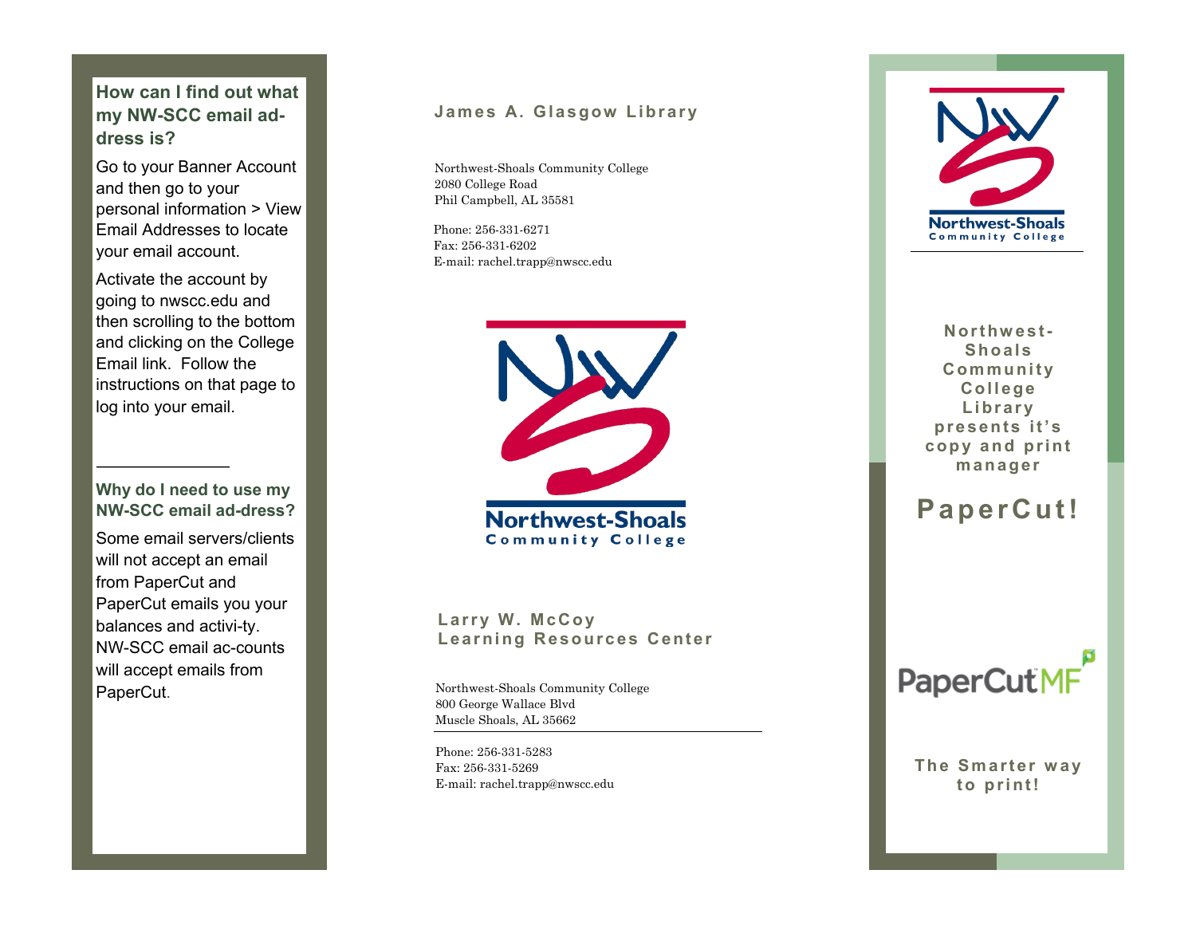## How can I find out what my NW-SCC email ad-dress is?

Go to your Banner Account and then go to your personal information > View Email Addresses to locate your email account.

Activate the account by going to nwscc.edu and then scrolling to the bottom and clicking on the College Email link. Follow the instructions on that page to log into your email.

---

## Why do I need to use my NW-SCC email ad-dress?

Some email servers/clients will not accept an email from PaperCut and PaperCut emails you your balances and activi-ty. NW-SCC email ac-counts will accept emails from PaperCut.

### James A. Glasgow Library

Northwest-Shoals Community College
2080 College Road
Phil Campbell, AL 35581

Phone: 256-331-6271
Fax: 256-331-6202
E-mail: rachel.trapp@nwscc.edu

Northwest-Shoals Community College

### Larry W. McCoy Learning Resources Center

Northwest-Shoals Community College
800 George Wallace Blvd
Muscle Shoals, AL 35662

Phone: 256-331-5283
Fax: 256-331-5269
E-mail: rachel.trapp@nwscc.edu

Northwest-Shoals Community College

**Northwest-Shoals Community College Library presents it's copy and print manager**

# PaperCut!

PaperCut MF

**The Smarter way to print!**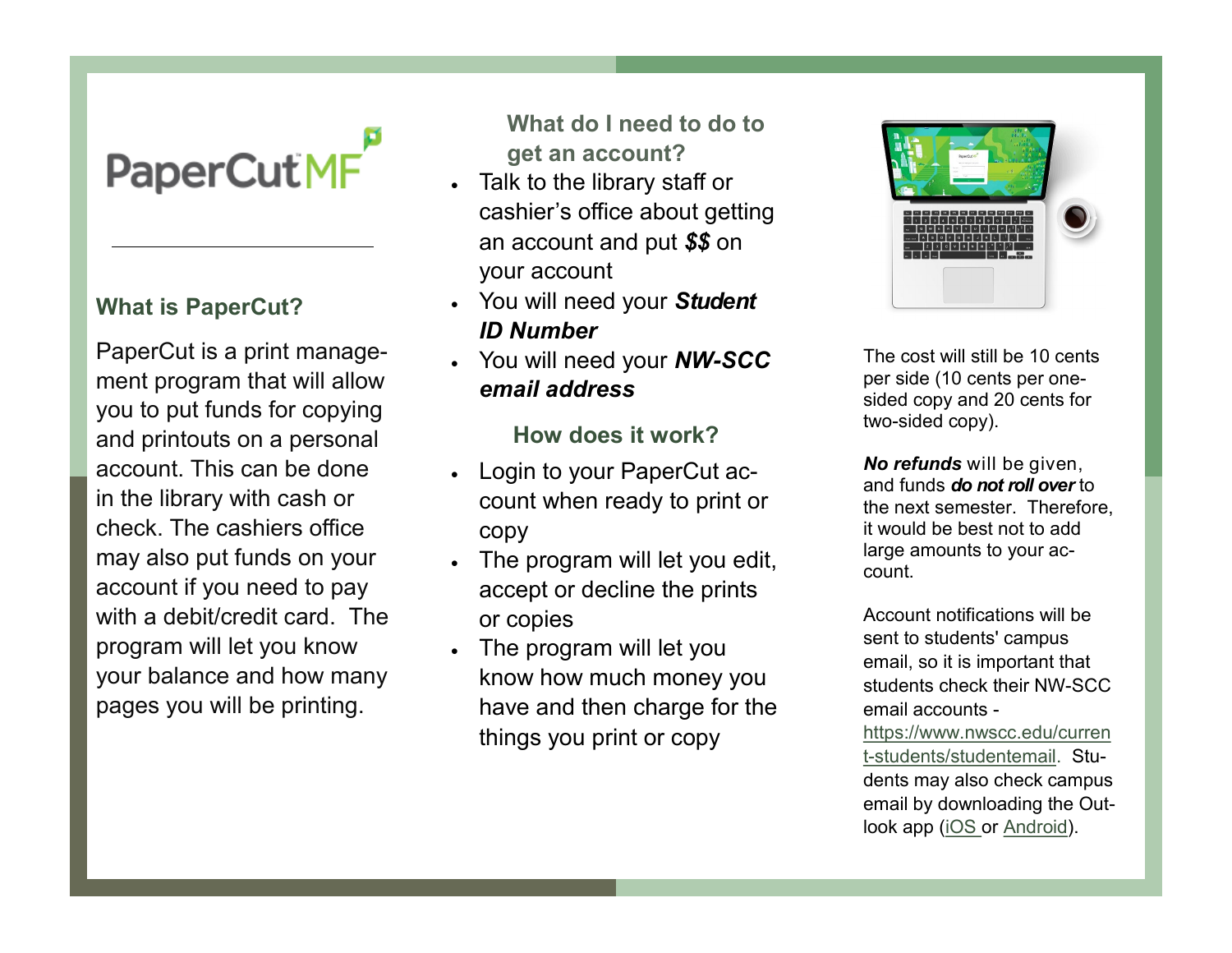PaperCut MF

## What is PaperCut?

PaperCut is a print management program that will allow you to put funds for copying and printouts on a personal account. This can be done in the library with cash or check. The cashiers office may also put funds on your account if you need to pay with a debit/credit card. The program will let you know your balance and how many pages you will be printing.

## What do I need to do to get an account?

- Talk to the library staff or cashier's office about getting an account and put ***$$*** on your account
- You will need your ***Student ID Number***
- You will need your ***NW-SCC email address***

## How does it work?

- Login to your PaperCut account when ready to print or copy
- The program will let you edit, accept or decline the prints or copies
- The program will let you know how much money you have and then charge for the things you print or copy

The cost will still be 10 cents per side (10 cents per one-sided copy and 20 cents for two-sided copy).

***No refunds*** will be given, and funds ***do not roll over*** to the next semester. Therefore, it would be best not to add large amounts to your account.

Account notifications will be sent to students' campus email, so it is important that students check their NW-SCC email accounts - https://www.nwscc.edu/current-students/studentemail. Students may also check campus email by downloading the Outlook app (iOS or Android).